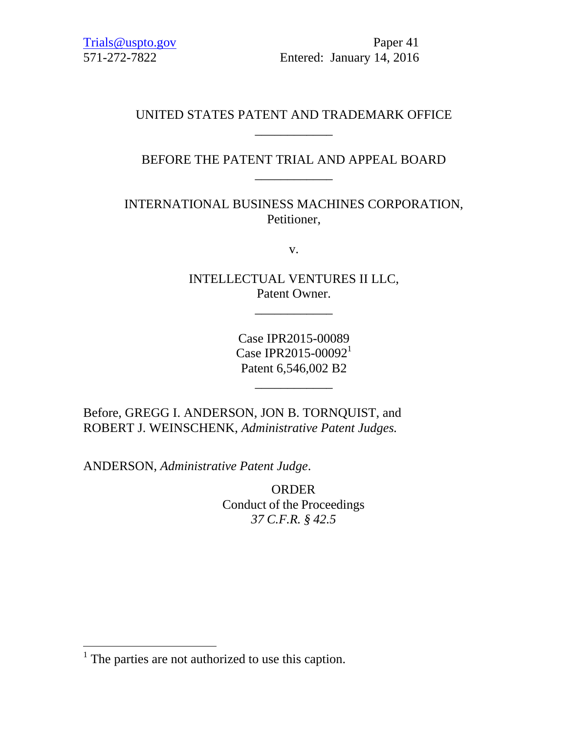Trials@uspto.gov
571-272-7822

Paper 41
Entered: January 14, 2016

UNITED STATES PATENT AND TRADEMARK OFFICE

\_\_\_\_\_\_\_\_\_\_\_\_

BEFORE THE PATENT TRIAL AND APPEAL BOARD

\_\_\_\_\_\_\_\_\_\_\_\_

INTERNATIONAL BUSINESS MACHINES CORPORATION,
Petitioner,

v.

INTELLECTUAL VENTURES II LLC,
Patent Owner.

\_\_\_\_\_\_\_\_\_\_\_\_

Case IPR2015-00089
Case IPR2015-00092[1]
Patent 6,546,002 B2

\_\_\_\_\_\_\_\_\_\_\_\_

Before, GREGG I. ANDERSON, JON B. TORNQUIST, and ROBERT J. WEINSCHENK, *Administrative Patent Judges.*

ANDERSON, *Administrative Patent Judge*.

ORDER
Conduct of the Proceedings
*37 C.F.R. § 42.5*

[1] The parties are not authorized to use this caption.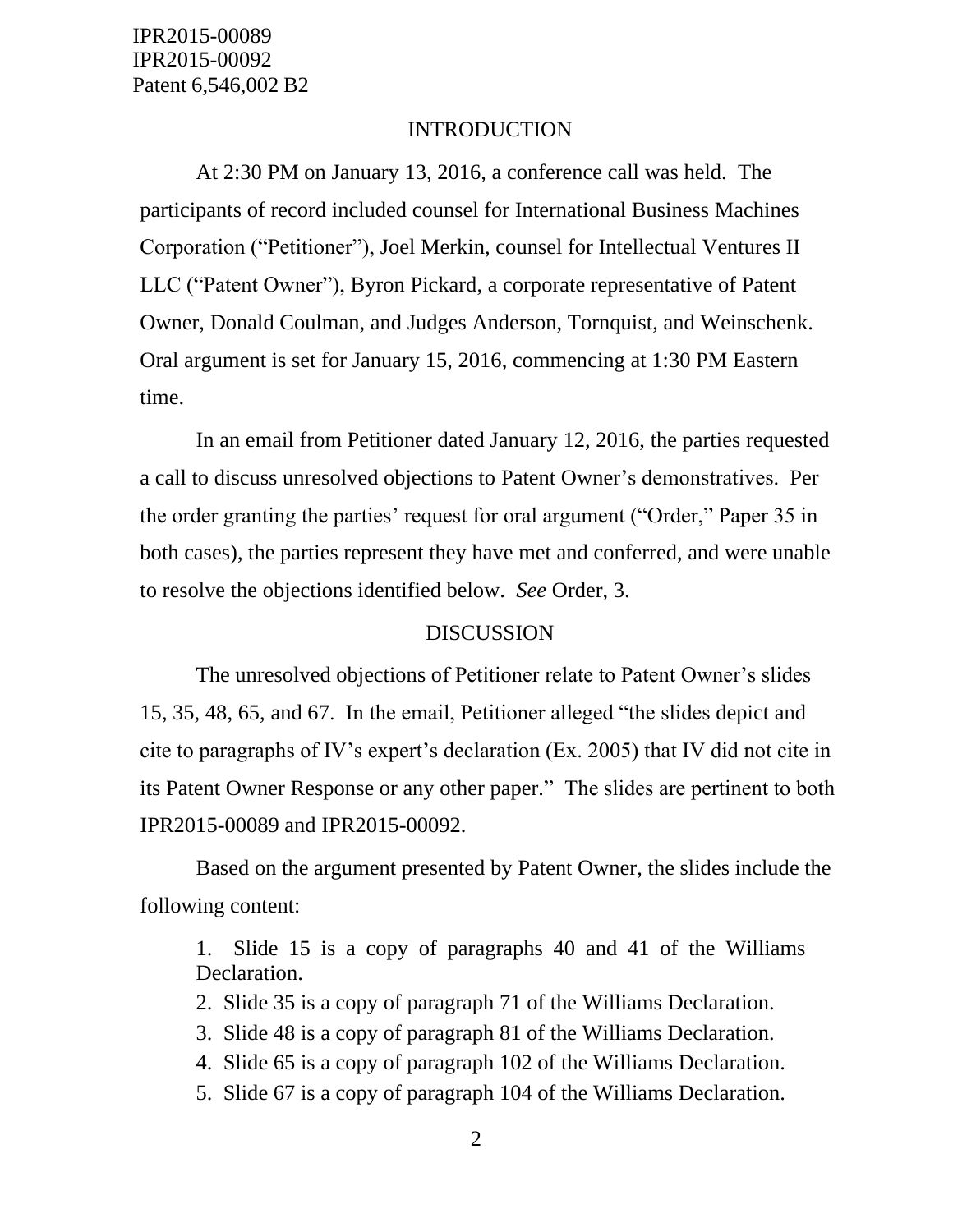## INTRODUCTION

At 2:30 PM on January 13, 2016, a conference call was held. The participants of record included counsel for International Business Machines Corporation ("Petitioner"), Joel Merkin, counsel for Intellectual Ventures II LLC ("Patent Owner"), Byron Pickard, a corporate representative of Patent Owner, Donald Coulman, and Judges Anderson, Tornquist, and Weinschenk. Oral argument is set for January 15, 2016, commencing at 1:30 PM Eastern time.

In an email from Petitioner dated January 12, 2016, the parties requested a call to discuss unresolved objections to Patent Owner's demonstratives. Per the order granting the parties' request for oral argument ("Order," Paper 35 in both cases), the parties represent they have met and conferred, and were unable to resolve the objections identified below. *See* Order, 3.

## DISCUSSION

The unresolved objections of Petitioner relate to Patent Owner's slides 15, 35, 48, 65, and 67. In the email, Petitioner alleged "the slides depict and cite to paragraphs of IV's expert's declaration (Ex. 2005) that IV did not cite in its Patent Owner Response or any other paper." The slides are pertinent to both IPR2015-00089 and IPR2015-00092.

Based on the argument presented by Patent Owner, the slides include the following content:

1. Slide 15 is a copy of paragraphs 40 and 41 of the Williams Declaration.
2. Slide 35 is a copy of paragraph 71 of the Williams Declaration.
3. Slide 48 is a copy of paragraph 81 of the Williams Declaration.
4. Slide 65 is a copy of paragraph 102 of the Williams Declaration.
5. Slide 67 is a copy of paragraph 104 of the Williams Declaration.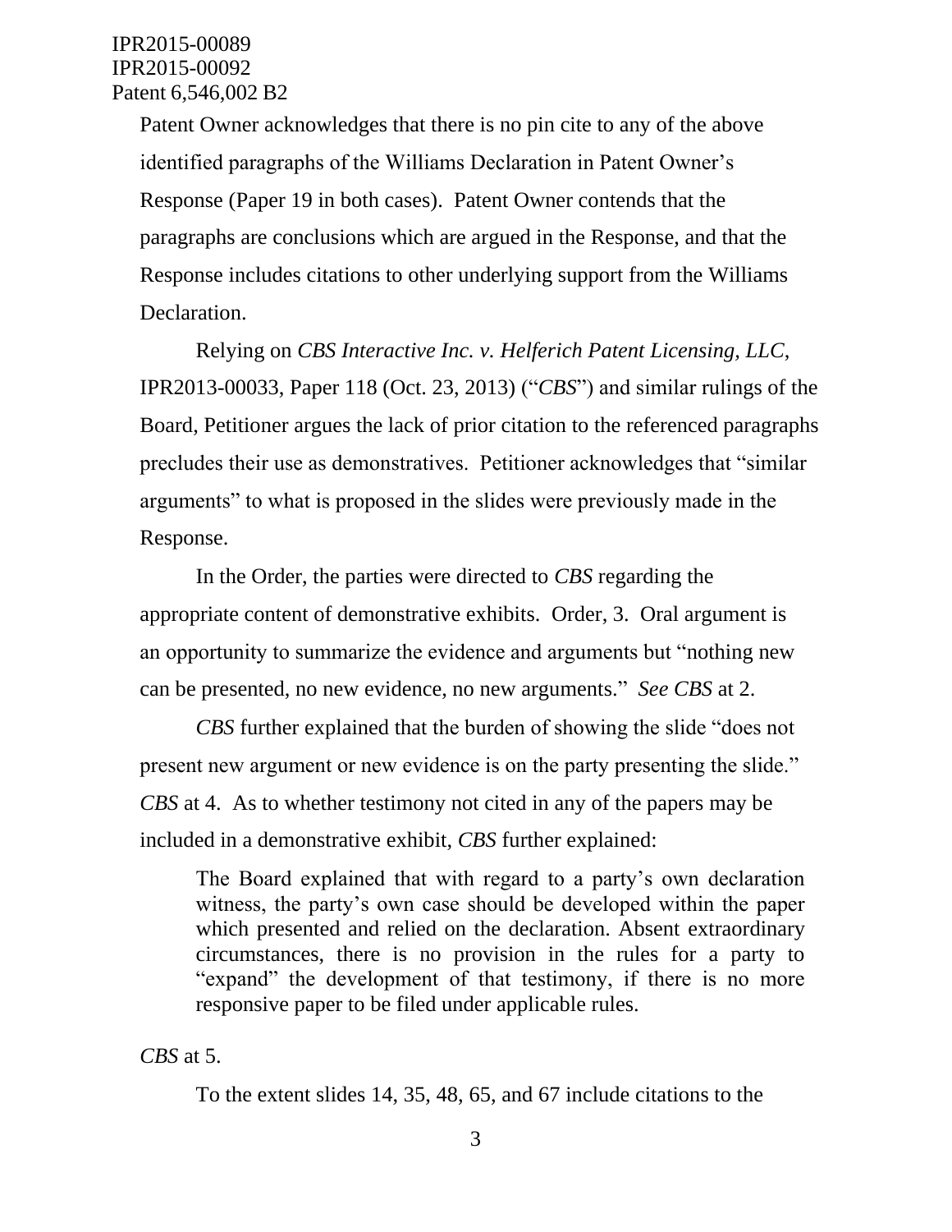Patent Owner acknowledges that there is no pin cite to any of the above identified paragraphs of the Williams Declaration in Patent Owner's Response (Paper 19 in both cases). Patent Owner contends that the paragraphs are conclusions which are argued in the Response, and that the Response includes citations to other underlying support from the Williams Declaration.

Relying on *CBS Interactive Inc. v. Helferich Patent Licensing, LLC*, IPR2013-00033, Paper 118 (Oct. 23, 2013) ("*CBS*") and similar rulings of the Board, Petitioner argues the lack of prior citation to the referenced paragraphs precludes their use as demonstratives. Petitioner acknowledges that "similar arguments" to what is proposed in the slides were previously made in the Response.

In the Order, the parties were directed to *CBS* regarding the appropriate content of demonstrative exhibits. Order, 3. Oral argument is an opportunity to summarize the evidence and arguments but "nothing new can be presented, no new evidence, no new arguments." *See CBS* at 2.

*CBS* further explained that the burden of showing the slide "does not present new argument or new evidence is on the party presenting the slide." *CBS* at 4. As to whether testimony not cited in any of the papers may be included in a demonstrative exhibit, *CBS* further explained:

> The Board explained that with regard to a party's own declaration witness, the party's own case should be developed within the paper which presented and relied on the declaration. Absent extraordinary circumstances, there is no provision in the rules for a party to "expand" the development of that testimony, if there is no more responsive paper to be filed under applicable rules.

*CBS* at 5.

To the extent slides 14, 35, 48, 65, and 67 include citations to the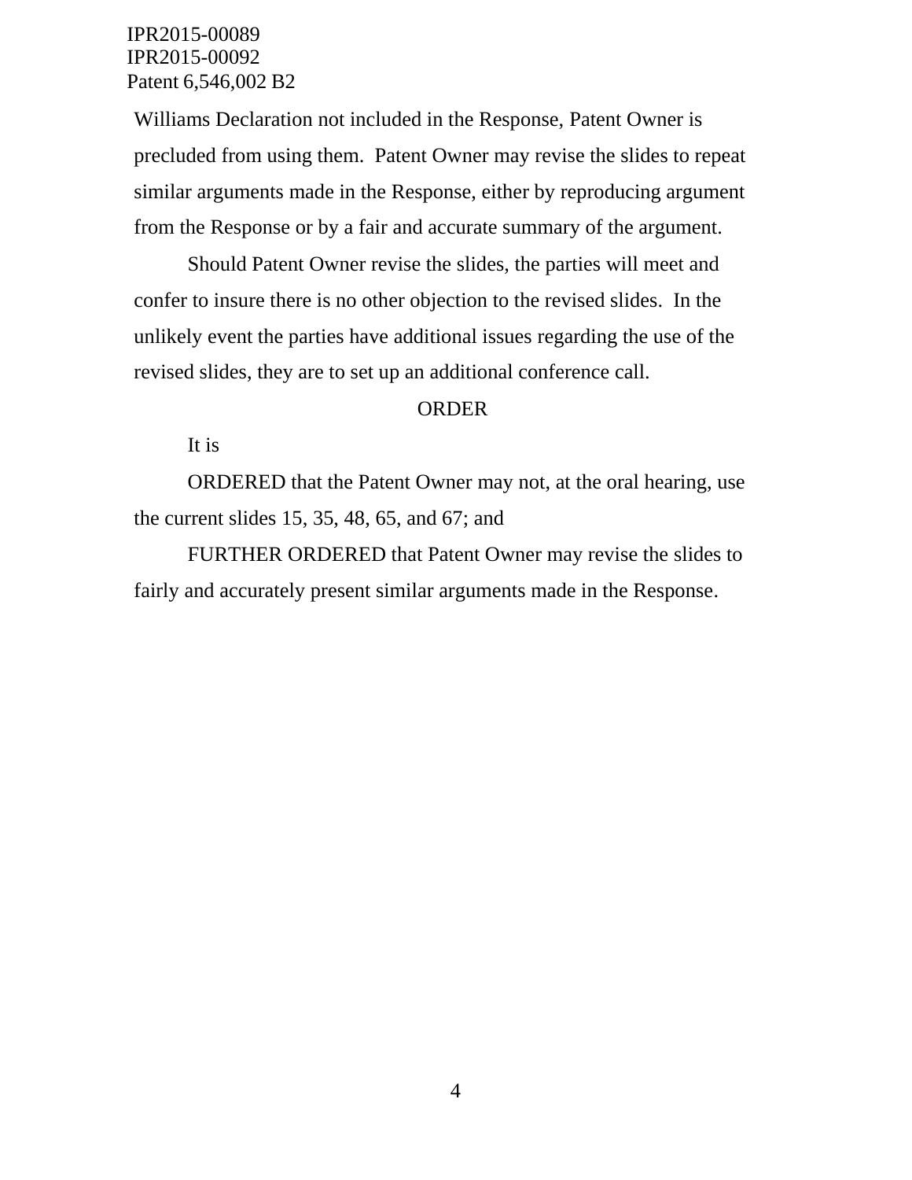Williams Declaration not included in the Response, Patent Owner is precluded from using them. Patent Owner may revise the slides to repeat similar arguments made in the Response, either by reproducing argument from the Response or by a fair and accurate summary of the argument.

Should Patent Owner revise the slides, the parties will meet and confer to insure there is no other objection to the revised slides. In the unlikely event the parties have additional issues regarding the use of the revised slides, they are to set up an additional conference call.

ORDER

It is

ORDERED that the Patent Owner may not, at the oral hearing, use the current slides 15, 35, 48, 65, and 67; and

FURTHER ORDERED that Patent Owner may revise the slides to fairly and accurately present similar arguments made in the Response.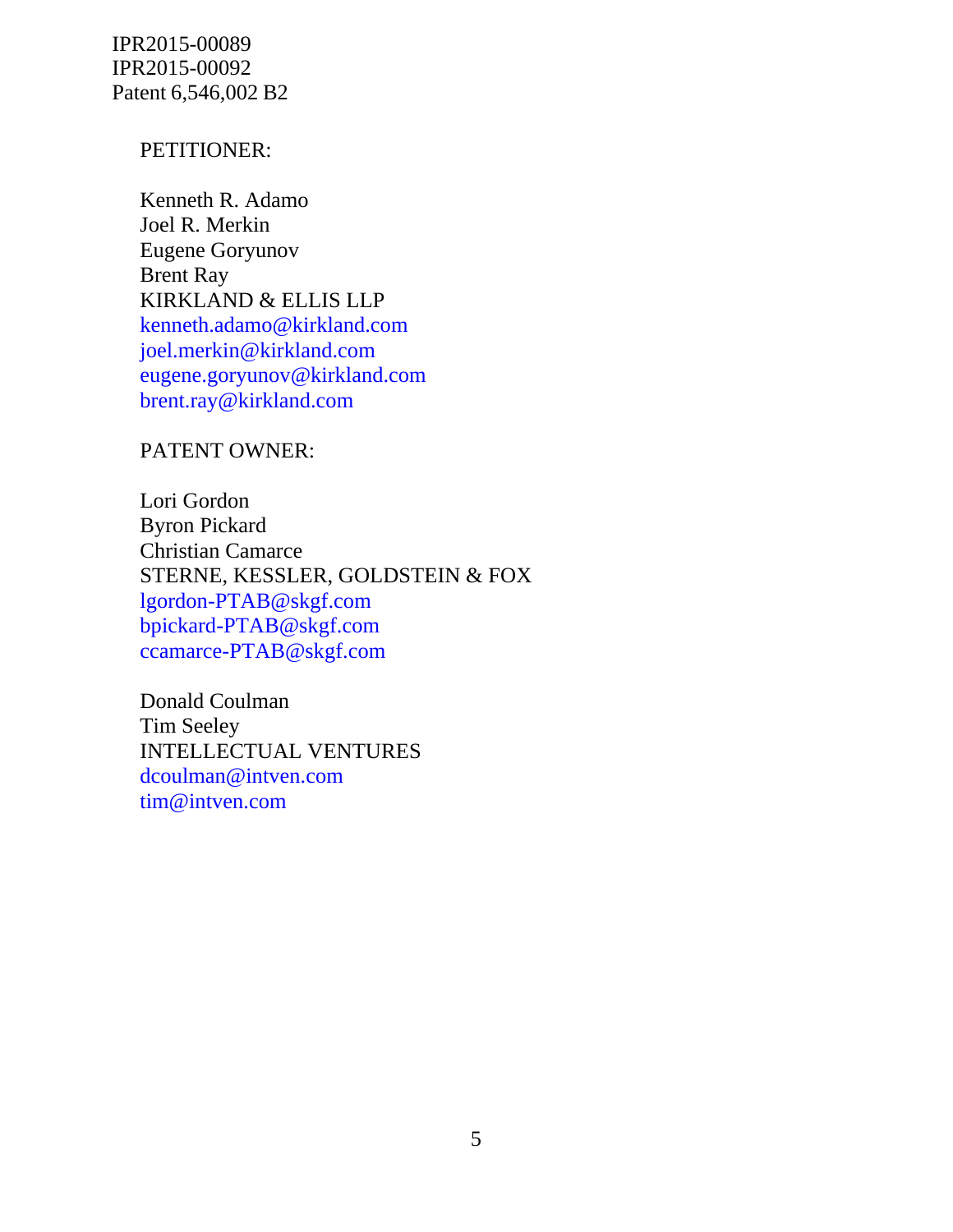IPR2015-00089
IPR2015-00092
Patent 6,546,002 B2

PETITIONER:

Kenneth R. Adamo
Joel R. Merkin
Eugene Goryunov
Brent Ray
KIRKLAND & ELLIS LLP
kenneth.adamo@kirkland.com
joel.merkin@kirkland.com
eugene.goryunov@kirkland.com
brent.ray@kirkland.com

PATENT OWNER:

Lori Gordon
Byron Pickard
Christian Camarce
STERNE, KESSLER, GOLDSTEIN & FOX
lgordon-PTAB@skgf.com
bpickard-PTAB@skgf.com
ccamarce-PTAB@skgf.com

Donald Coulman
Tim Seeley
INTELLECTUAL VENTURES
dcoulman@intven.com
tim@intven.com